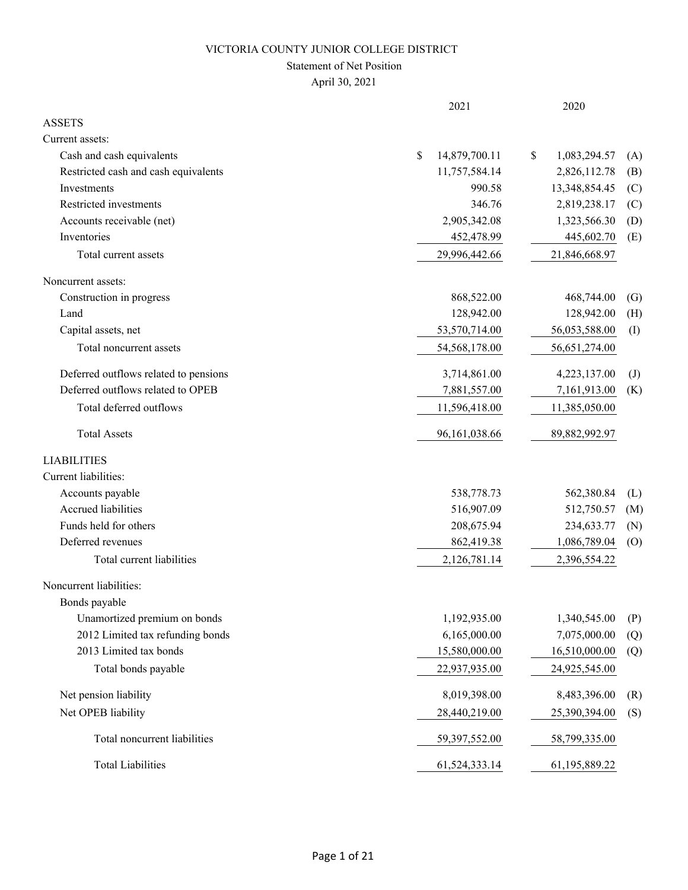# VICTORIA COUNTY JUNIOR COLLEGE DISTRICT

## Statement of Net Position

April 30, 2021

| | 2021 | 2020 | |
|---|---|---|---|
| **ASSETS** | | | |
| Current assets: | | | |
| Cash and cash equivalents | $ 14,879,700.11 | $ 1,083,294.57 | (A) |
| Restricted cash and cash equivalents | 11,757,584.14 | 2,826,112.78 | (B) |
| Investments | 990.58 | 13,348,854.45 | (C) |
| Restricted investments | 346.76 | 2,819,238.17 | (C) |
| Accounts receivable (net) | 2,905,342.08 | 1,323,566.30 | (D) |
| Inventories | 452,478.99 | 445,602.70 | (E) |
| Total current assets | 29,996,442.66 | 21,846,668.97 | |
| Noncurrent assets: | | | |
| Construction in progress | 868,522.00 | 468,744.00 | (G) |
| Land | 128,942.00 | 128,942.00 | (H) |
| Capital assets, net | 53,570,714.00 | 56,053,588.00 | (I) |
| Total noncurrent assets | 54,568,178.00 | 56,651,274.00 | |
| Deferred outflows related to pensions | 3,714,861.00 | 4,223,137.00 | (J) |
| Deferred outflows related to OPEB | 7,881,557.00 | 7,161,913.00 | (K) |
| Total deferred outflows | 11,596,418.00 | 11,385,050.00 | |
| Total Assets | 96,161,038.66 | 89,882,992.97 | |
| **LIABILITIES** | | | |
| Current liabilities: | | | |
| Accounts payable | 538,778.73 | 562,380.84 | (L) |
| Accrued liabilities | 516,907.09 | 512,750.57 | (M) |
| Funds held for others | 208,675.94 | 234,633.77 | (N) |
| Deferred revenues | 862,419.38 | 1,086,789.04 | (O) |
| Total current liabilities | 2,126,781.14 | 2,396,554.22 | |
| Noncurrent liabilities: | | | |
| Bonds payable | | | |
| Unamortized premium on bonds | 1,192,935.00 | 1,340,545.00 | (P) |
| 2012 Limited tax refunding bonds | 6,165,000.00 | 7,075,000.00 | (Q) |
| 2013 Limited tax bonds | 15,580,000.00 | 16,510,000.00 | (Q) |
| Total bonds payable | 22,937,935.00 | 24,925,545.00 | |
| Net pension liability | 8,019,398.00 | 8,483,396.00 | (R) |
| Net OPEB liability | 28,440,219.00 | 25,390,394.00 | (S) |
| Total noncurrent liabilities | 59,397,552.00 | 58,799,335.00 | |
| Total Liabilities | 61,524,333.14 | 61,195,889.22 | |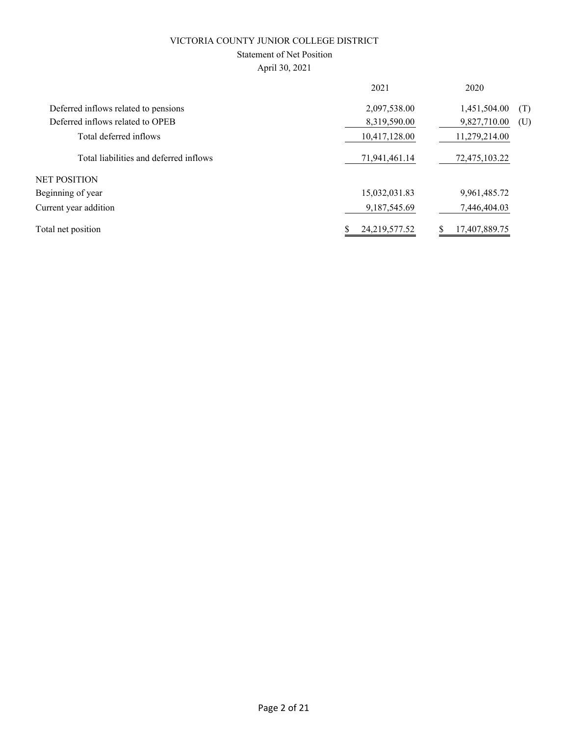VICTORIA COUNTY JUNIOR COLLEGE DISTRICT

Statement of Net Position

April 30, 2021

| | 2021 | 2020 | |
|---|---|---|---|
| Deferred inflows related to pensions | 2,097,538.00 | 1,451,504.00 | (T) |
| Deferred inflows related to OPEB | 8,319,590.00 | 9,827,710.00 | (U) |
| Total deferred inflows | 10,417,128.00 | 11,279,214.00 | |
| Total liabilities and deferred inflows | 71,941,461.14 | 72,475,103.22 | |
| NET POSITION | | | |
| Beginning of year | 15,032,031.83 | 9,961,485.72 | |
| Current year addition | 9,187,545.69 | 7,446,404.03 | |
| Total net position | $ 24,219,577.52 | $ 17,407,889.75 | |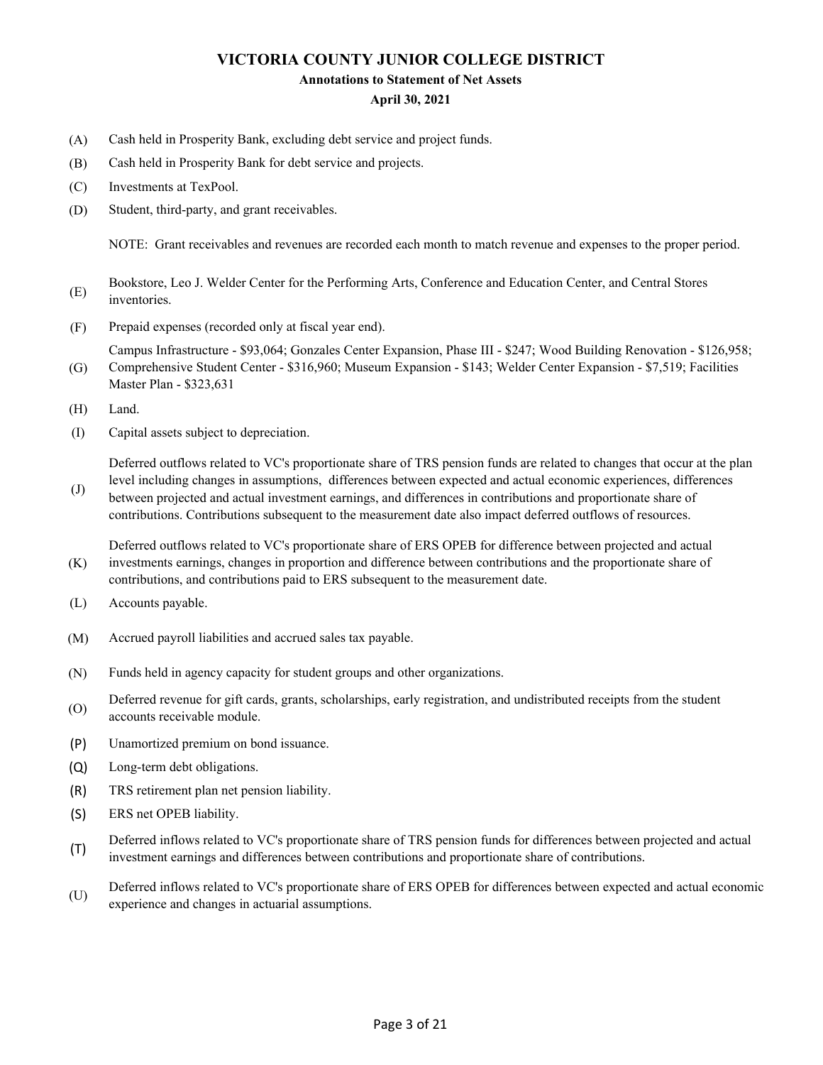# VICTORIA COUNTY JUNIOR COLLEGE DISTRICT

### Annotations to Statement of Net Assets

### April 30, 2021

(A) Cash held in Prosperity Bank, excluding debt service and project funds.

(B) Cash held in Prosperity Bank for debt service and projects.

(C) Investments at TexPool.

(D) Student, third-party, and grant receivables.

NOTE: Grant receivables and revenues are recorded each month to match revenue and expenses to the proper period.

(E) Bookstore, Leo J. Welder Center for the Performing Arts, Conference and Education Center, and Central Stores inventories.

(F) Prepaid expenses (recorded only at fiscal year end).

(G) Campus Infrastructure - $93,064; Gonzales Center Expansion, Phase III - $247; Wood Building Renovation - $126,958; Comprehensive Student Center - $316,960; Museum Expansion - $143; Welder Center Expansion - $7,519; Facilities Master Plan - $323,631

(H) Land.

(I) Capital assets subject to depreciation.

(J) Deferred outflows related to VC's proportionate share of TRS pension funds are related to changes that occur at the plan level including changes in assumptions, differences between expected and actual economic experiences, differences between projected and actual investment earnings, and differences in contributions and proportionate share of contributions. Contributions subsequent to the measurement date also impact deferred outflows of resources.

(K) Deferred outflows related to VC's proportionate share of ERS OPEB for difference between projected and actual investments earnings, changes in proportion and difference between contributions and the proportionate share of contributions, and contributions paid to ERS subsequent to the measurement date.

(L) Accounts payable.

(M) Accrued payroll liabilities and accrued sales tax payable.

(N) Funds held in agency capacity for student groups and other organizations.

(O) Deferred revenue for gift cards, grants, scholarships, early registration, and undistributed receipts from the student accounts receivable module.

(P) Unamortized premium on bond issuance.

(Q) Long-term debt obligations.

(R) TRS retirement plan net pension liability.

(S) ERS net OPEB liability.

(T) Deferred inflows related to VC's proportionate share of TRS pension funds for differences between projected and actual investment earnings and differences between contributions and proportionate share of contributions.

(U) Deferred inflows related to VC's proportionate share of ERS OPEB for differences between expected and actual economic experience and changes in actuarial assumptions.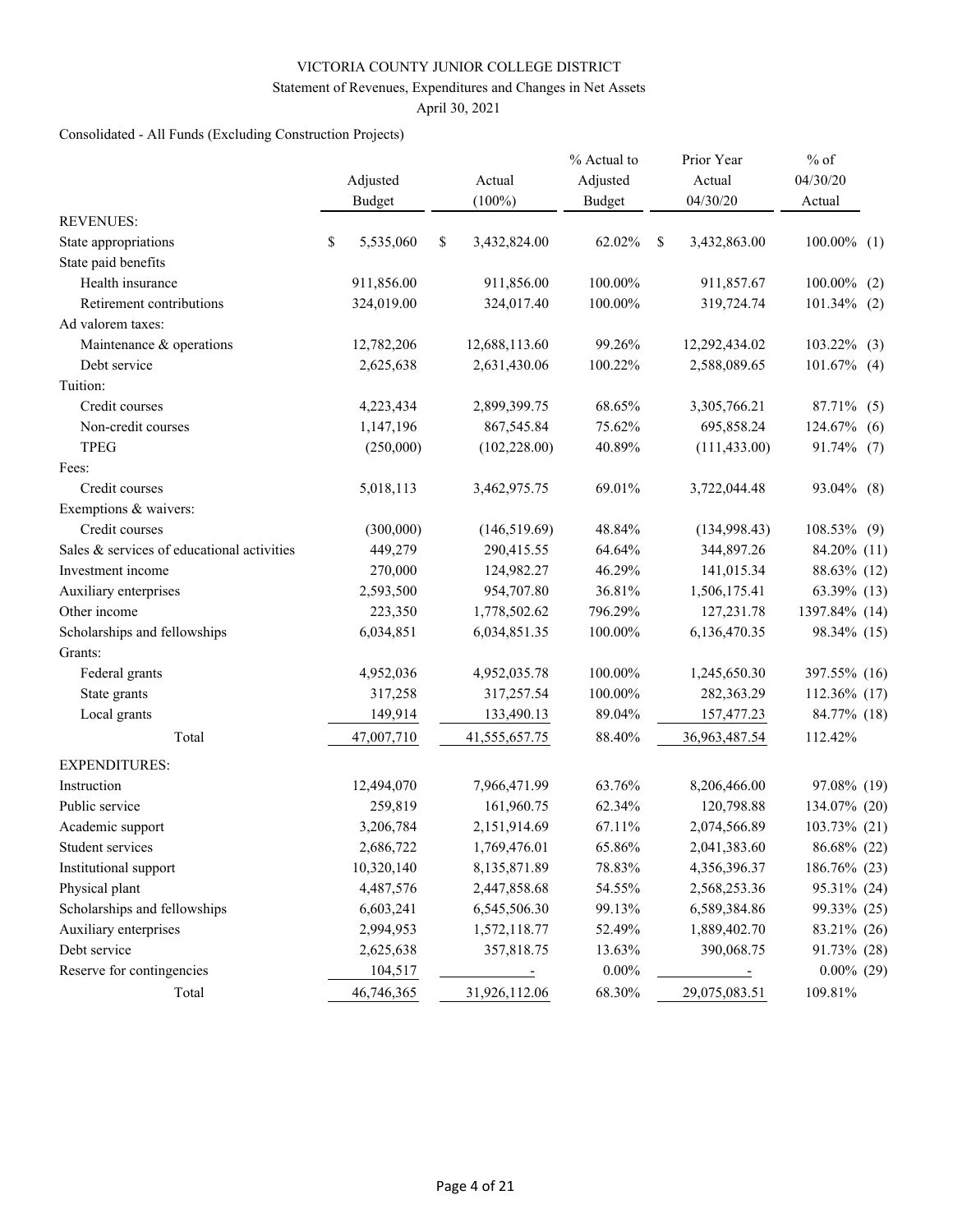VICTORIA COUNTY JUNIOR COLLEGE DISTRICT

Statement of Revenues, Expenditures and Changes in Net Assets

April 30, 2021

Consolidated - All Funds (Excluding Construction Projects)

| | Adjusted Budget | Actual (100%) | % Actual to Adjusted Budget | Prior Year Actual 04/30/20 | % of 04/30/20 Actual | |
|---|---|---|---|---|---|---|
| REVENUES: | | | | | | |
| State appropriations | $ 5,535,060 | $ 3,432,824.00 | 62.02% | $ 3,432,863.00 | 100.00% | (1) |
| State paid benefits | | | | | | |
| Health insurance | 911,856.00 | 911,856.00 | 100.00% | 911,857.67 | 100.00% | (2) |
| Retirement contributions | 324,019.00 | 324,017.40 | 100.00% | 319,724.74 | 101.34% | (2) |
| Ad valorem taxes: | | | | | | |
| Maintenance & operations | 12,782,206 | 12,688,113.60 | 99.26% | 12,292,434.02 | 103.22% | (3) |
| Debt service | 2,625,638 | 2,631,430.06 | 100.22% | 2,588,089.65 | 101.67% | (4) |
| Tuition: | | | | | | |
| Credit courses | 4,223,434 | 2,899,399.75 | 68.65% | 3,305,766.21 | 87.71% | (5) |
| Non-credit courses | 1,147,196 | 867,545.84 | 75.62% | 695,858.24 | 124.67% | (6) |
| TPEG | (250,000) | (102,228.00) | 40.89% | (111,433.00) | 91.74% | (7) |
| Fees: | | | | | | |
| Credit courses | 5,018,113 | 3,462,975.75 | 69.01% | 3,722,044.48 | 93.04% | (8) |
| Exemptions & waivers: | | | | | | |
| Credit courses | (300,000) | (146,519.69) | 48.84% | (134,998.43) | 108.53% | (9) |
| Sales & services of educational activities | 449,279 | 290,415.55 | 64.64% | 344,897.26 | 84.20% | (11) |
| Investment income | 270,000 | 124,982.27 | 46.29% | 141,015.34 | 88.63% | (12) |
| Auxiliary enterprises | 2,593,500 | 954,707.80 | 36.81% | 1,506,175.41 | 63.39% | (13) |
| Other income | 223,350 | 1,778,502.62 | 796.29% | 127,231.78 | 1397.84% | (14) |
| Scholarships and fellowships | 6,034,851 | 6,034,851.35 | 100.00% | 6,136,470.35 | 98.34% | (15) |
| Grants: | | | | | | |
| Federal grants | 4,952,036 | 4,952,035.78 | 100.00% | 1,245,650.30 | 397.55% | (16) |
| State grants | 317,258 | 317,257.54 | 100.00% | 282,363.29 | 112.36% | (17) |
| Local grants | 149,914 | 133,490.13 | 89.04% | 157,477.23 | 84.77% | (18) |
| Total | 47,007,710 | 41,555,657.75 | 88.40% | 36,963,487.54 | 112.42% | |
| EXPENDITURES: | | | | | | |
| Instruction | 12,494,070 | 7,966,471.99 | 63.76% | 8,206,466.00 | 97.08% | (19) |
| Public service | 259,819 | 161,960.75 | 62.34% | 120,798.88 | 134.07% | (20) |
| Academic support | 3,206,784 | 2,151,914.69 | 67.11% | 2,074,566.89 | 103.73% | (21) |
| Student services | 2,686,722 | 1,769,476.01 | 65.86% | 2,041,383.60 | 86.68% | (22) |
| Institutional support | 10,320,140 | 8,135,871.89 | 78.83% | 4,356,396.37 | 186.76% | (23) |
| Physical plant | 4,487,576 | 2,447,858.68 | 54.55% | 2,568,253.36 | 95.31% | (24) |
| Scholarships and fellowships | 6,603,241 | 6,545,506.30 | 99.13% | 6,589,384.86 | 99.33% | (25) |
| Auxiliary enterprises | 2,994,953 | 1,572,118.77 | 52.49% | 1,889,402.70 | 83.21% | (26) |
| Debt service | 2,625,638 | 357,818.75 | 13.63% | 390,068.75 | 91.73% | (28) |
| Reserve for contingencies | 104,517 | - | 0.00% | - | 0.00% | (29) |
| Total | 46,746,365 | 31,926,112.06 | 68.30% | 29,075,083.51 | 109.81% | |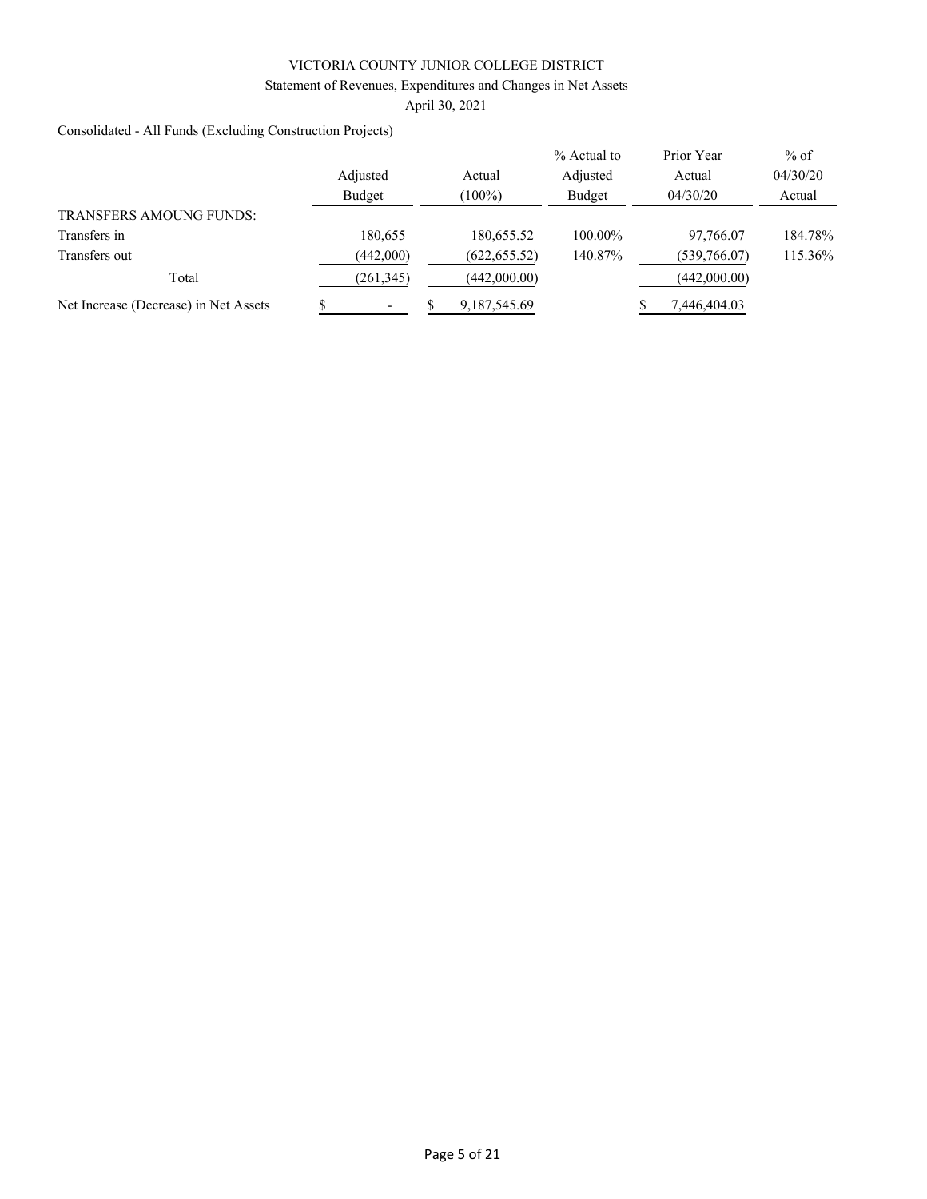VICTORIA COUNTY JUNIOR COLLEGE DISTRICT

Statement of Revenues, Expenditures and Changes in Net Assets

April 30, 2021

Consolidated - All Funds (Excluding Construction Projects)

| | Adjusted Budget | Actual (100%) | % Actual to Adjusted Budget | Prior Year Actual 04/30/20 | % of 04/30/20 Actual |
|---|---|---|---|---|---|
| TRANSFERS AMOUNG FUNDS: | | | | | |
| Transfers in | 180,655 | 180,655.52 | 100.00% | 97,766.07 | 184.78% |
| Transfers out | (442,000) | (622,655.52) | 140.87% | (539,766.07) | 115.36% |
| Total | (261,345) | (442,000.00) | | (442,000.00) | |
| Net Increase (Decrease) in Net Assets | $ - | $ 9,187,545.69 | | $ 7,446,404.03 | |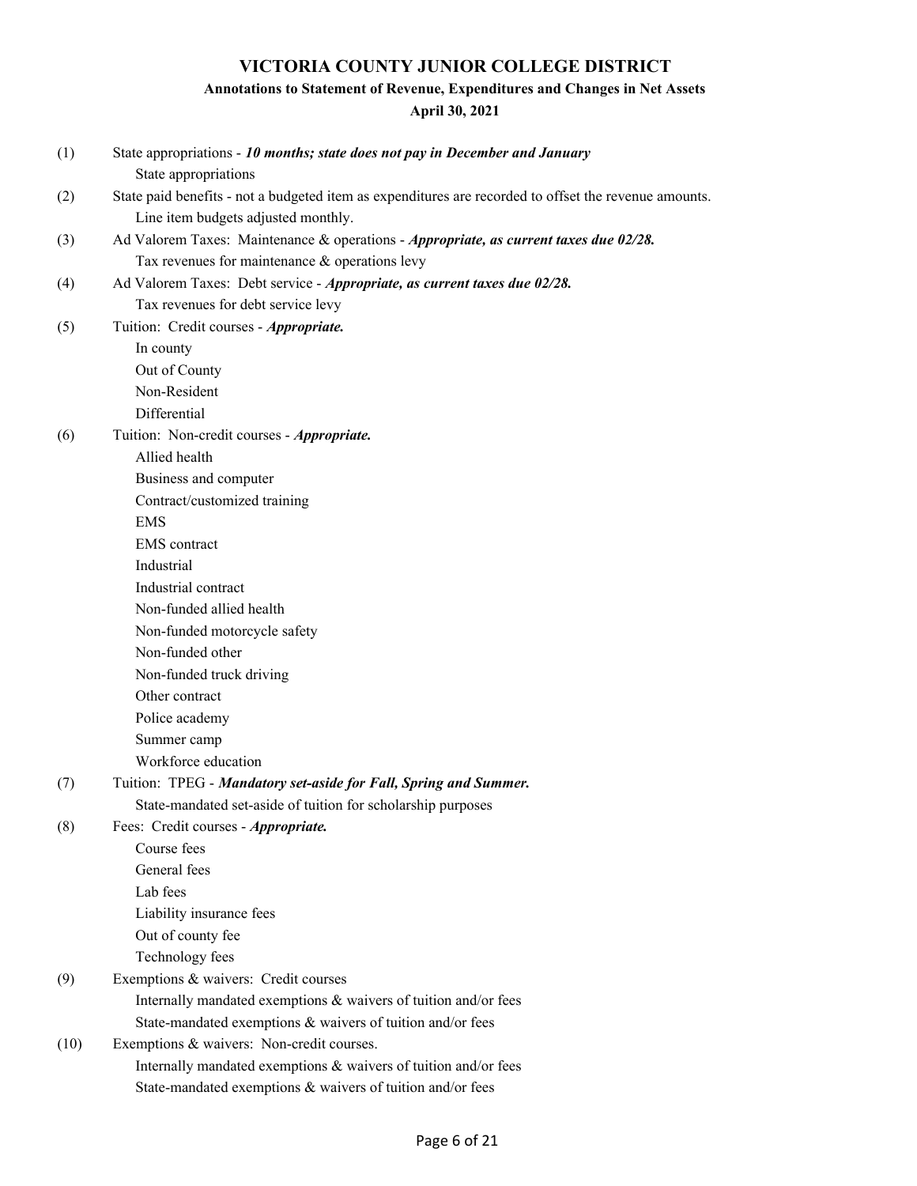# VICTORIA COUNTY JUNIOR COLLEGE DISTRICT

## Annotations to Statement of Revenue, Expenditures and Changes in Net Assets

### April 30, 2021

(1) State appropriations - ***10 months; state does not pay in December and January***
- State appropriations

(2) State paid benefits - not a budgeted item as expenditures are recorded to offset the revenue amounts.
- Line item budgets adjusted monthly.

(3) Ad Valorem Taxes: Maintenance & operations - ***Appropriate, as current taxes due 02/28.***
- Tax revenues for maintenance & operations levy

(4) Ad Valorem Taxes: Debt service - ***Appropriate, as current taxes due 02/28.***
- Tax revenues for debt service levy

(5) Tuition: Credit courses - ***Appropriate.***
- In county
- Out of County
- Non-Resident
- Differential

(6) Tuition: Non-credit courses - ***Appropriate.***
- Allied health
- Business and computer
- Contract/customized training
- EMS
- EMS contract
- Industrial
- Industrial contract
- Non-funded allied health
- Non-funded motorcycle safety
- Non-funded other
- Non-funded truck driving
- Other contract
- Police academy
- Summer camp
- Workforce education

(7) Tuition: TPEG - ***Mandatory set-aside for Fall, Spring and Summer.***
- State-mandated set-aside of tuition for scholarship purposes

(8) Fees: Credit courses - ***Appropriate.***
- Course fees
- General fees
- Lab fees
- Liability insurance fees
- Out of county fee
- Technology fees

(9) Exemptions & waivers: Credit courses
- Internally mandated exemptions & waivers of tuition and/or fees
- State-mandated exemptions & waivers of tuition and/or fees

(10) Exemptions & waivers: Non-credit courses.
- Internally mandated exemptions & waivers of tuition and/or fees
- State-mandated exemptions & waivers of tuition and/or fees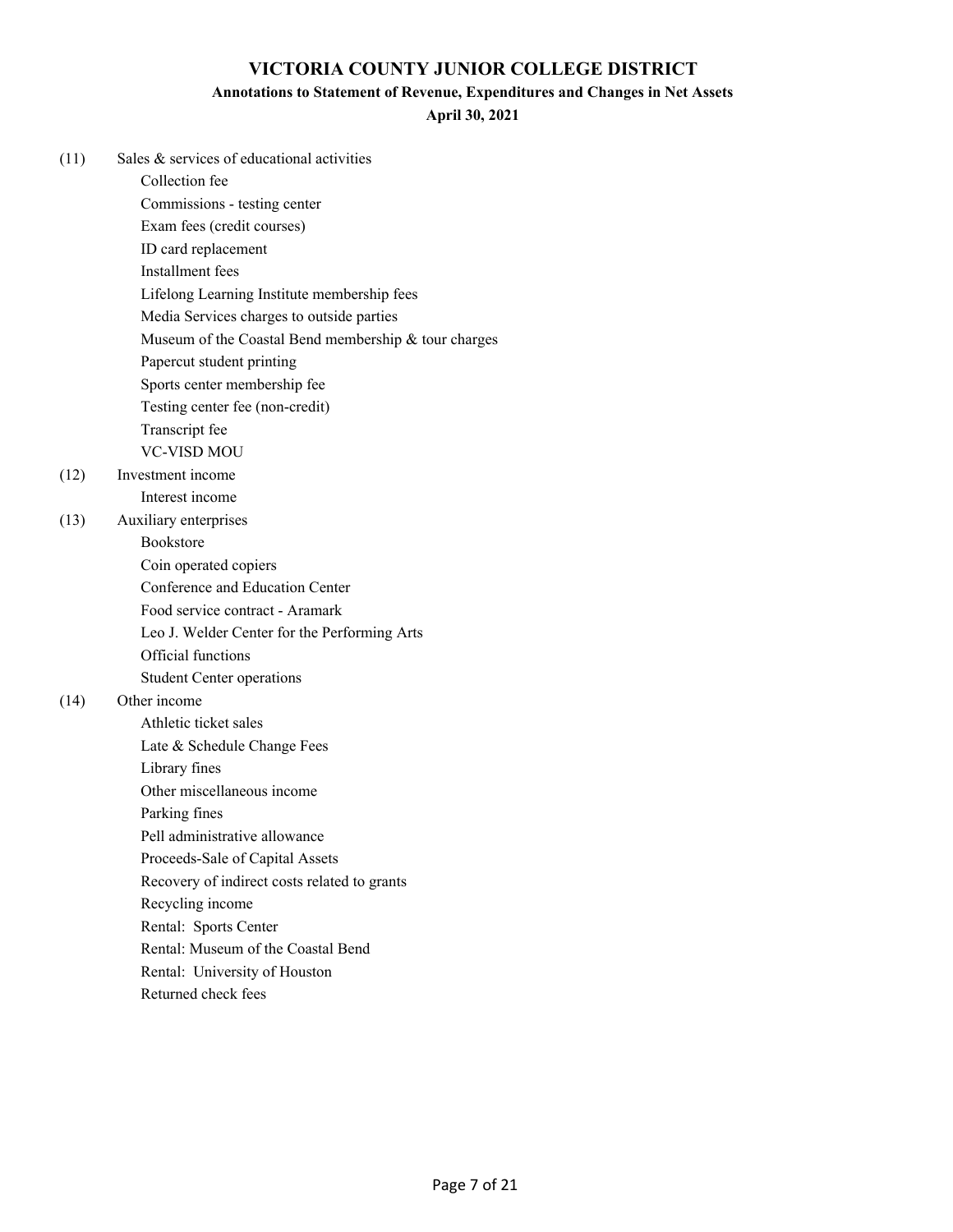# VICTORIA COUNTY JUNIOR COLLEGE DISTRICT

## Annotations to Statement of Revenue, Expenditures and Changes in Net Assets

### April 30, 2021

(11) Sales & services of educational activities

- Collection fee
- Commissions - testing center
- Exam fees (credit courses)
- ID card replacement
- Installment fees
- Lifelong Learning Institute membership fees
- Media Services charges to outside parties
- Museum of the Coastal Bend membership & tour charges
- Papercut student printing
- Sports center membership fee
- Testing center fee (non-credit)
- Transcript fee
- VC-VISD MOU

(12) Investment income

- Interest income

(13) Auxiliary enterprises

- Bookstore
- Coin operated copiers
- Conference and Education Center
- Food service contract - Aramark
- Leo J. Welder Center for the Performing Arts
- Official functions
- Student Center operations

(14) Other income

- Athletic ticket sales
- Late & Schedule Change Fees
- Library fines
- Other miscellaneous income
- Parking fines
- Pell administrative allowance
- Proceeds-Sale of Capital Assets
- Recovery of indirect costs related to grants
- Recycling income
- Rental: Sports Center
- Rental: Museum of the Coastal Bend
- Rental: University of Houston
- Returned check fees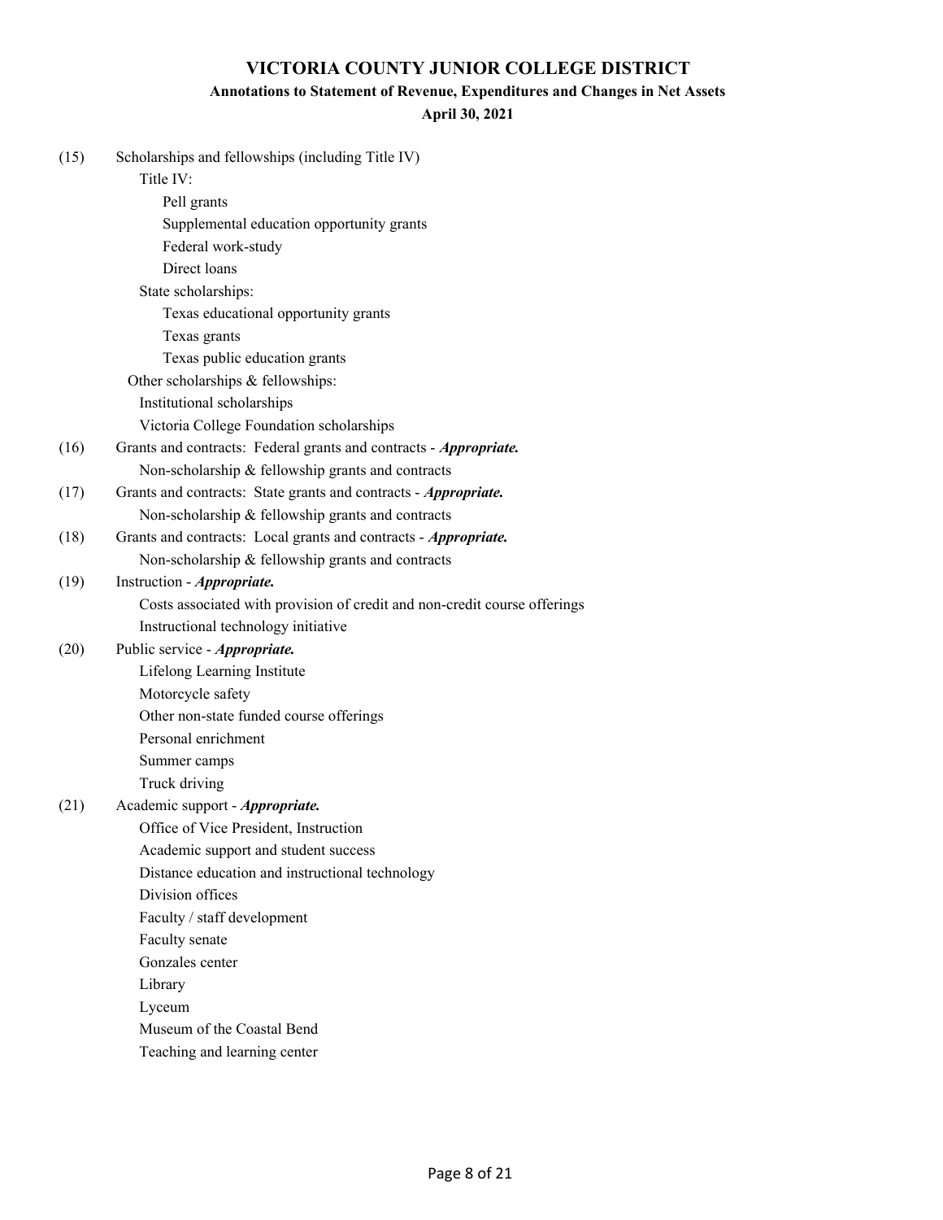# VICTORIA COUNTY JUNIOR COLLEGE DISTRICT

## Annotations to Statement of Revenue, Expenditures and Changes in Net Assets

### April 30, 2021

(15) Scholarships and fellowships (including Title IV)

- Title IV:
  - Pell grants
  - Supplemental education opportunity grants
  - Federal work-study
  - Direct loans
- State scholarships:
  - Texas educational opportunity grants
  - Texas grants
  - Texas public education grants
- Other scholarships & fellowships:
  - Institutional scholarships
  - Victoria College Foundation scholarships

(16) Grants and contracts: Federal grants and contracts - ***Appropriate.***

- Non-scholarship & fellowship grants and contracts

(17) Grants and contracts: State grants and contracts - ***Appropriate.***

- Non-scholarship & fellowship grants and contracts

(18) Grants and contracts: Local grants and contracts - ***Appropriate.***

- Non-scholarship & fellowship grants and contracts

(19) Instruction - ***Appropriate.***

- Costs associated with provision of credit and non-credit course offerings
- Instructional technology initiative

(20) Public service - ***Appropriate.***

- Lifelong Learning Institute
- Motorcycle safety
- Other non-state funded course offerings
- Personal enrichment
- Summer camps
- Truck driving

(21) Academic support - ***Appropriate.***

- Office of Vice President, Instruction
- Academic support and student success
- Distance education and instructional technology
- Division offices
- Faculty / staff development
- Faculty senate
- Gonzales center
- Library
- Lyceum
- Museum of the Coastal Bend
- Teaching and learning center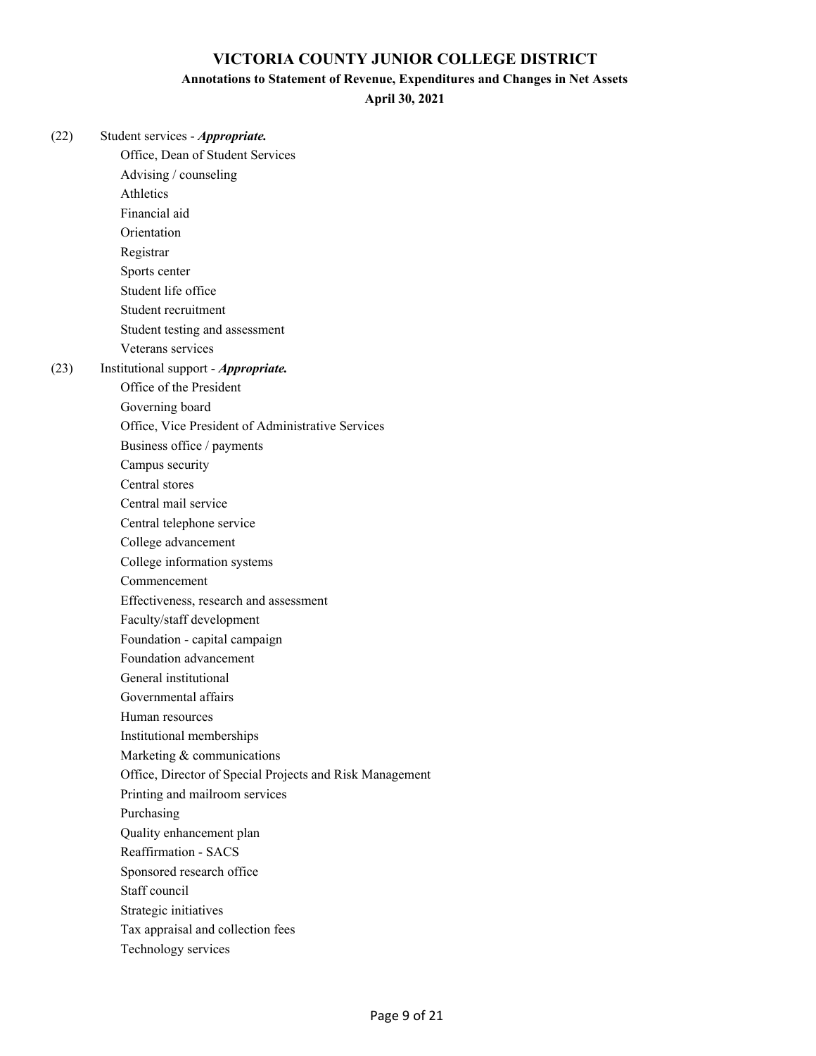# VICTORIA COUNTY JUNIOR COLLEGE DISTRICT

## Annotations to Statement of Revenue, Expenditures and Changes in Net Assets

### April 30, 2021

(22) Student services - ***Appropriate.***

- Office, Dean of Student Services
- Advising / counseling
- Athletics
- Financial aid
- Orientation
- Registrar
- Sports center
- Student life office
- Student recruitment
- Student testing and assessment
- Veterans services

(23) Institutional support - ***Appropriate.***

- Office of the President
- Governing board
- Office, Vice President of Administrative Services
- Business office / payments
- Campus security
- Central stores
- Central mail service
- Central telephone service
- College advancement
- College information systems
- Commencement
- Effectiveness, research and assessment
- Faculty/staff development
- Foundation - capital campaign
- Foundation advancement
- General institutional
- Governmental affairs
- Human resources
- Institutional memberships
- Marketing & communications
- Office, Director of Special Projects and Risk Management
- Printing and mailroom services
- Purchasing
- Quality enhancement plan
- Reaffirmation - SACS
- Sponsored research office
- Staff council
- Strategic initiatives
- Tax appraisal and collection fees
- Technology services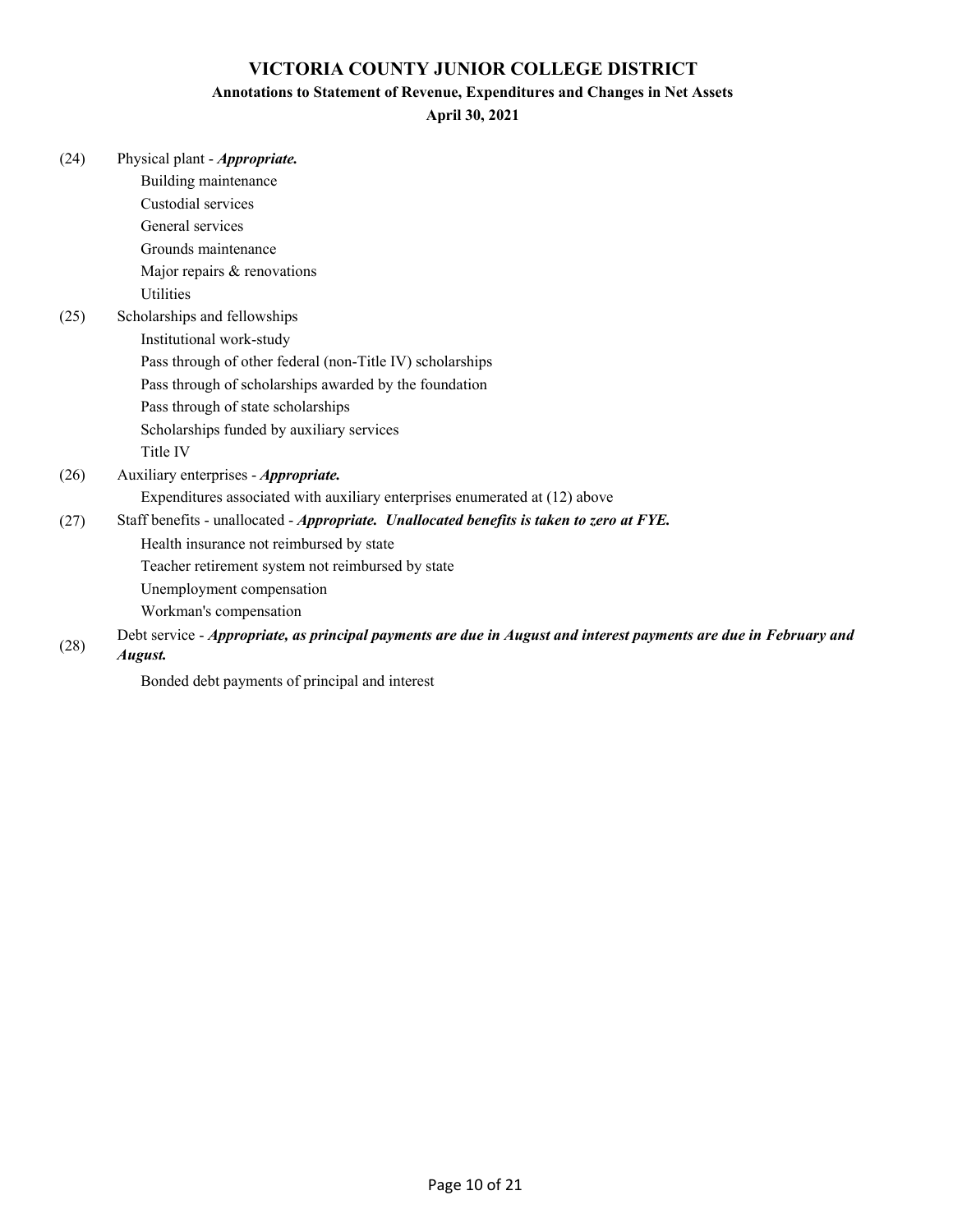# VICTORIA COUNTY JUNIOR COLLEGE DISTRICT

## Annotations to Statement of Revenue, Expenditures and Changes in Net Assets

### April 30, 2021

(24) Physical plant - ***Appropriate.***

- Building maintenance
- Custodial services
- General services
- Grounds maintenance
- Major repairs & renovations
- Utilities

(25) Scholarships and fellowships

- Institutional work-study
- Pass through of other federal (non-Title IV) scholarships
- Pass through of scholarships awarded by the foundation
- Pass through of state scholarships
- Scholarships funded by auxiliary services
- Title IV

(26) Auxiliary enterprises - ***Appropriate.***

- Expenditures associated with auxiliary enterprises enumerated at (12) above

(27) Staff benefits - unallocated - ***Appropriate. Unallocated benefits is taken to zero at FYE.***

- Health insurance not reimbursed by state
- Teacher retirement system not reimbursed by state
- Unemployment compensation
- Workman's compensation

(28) Debt service - ***Appropriate, as principal payments are due in August and interest payments are due in February and August.***

- Bonded debt payments of principal and interest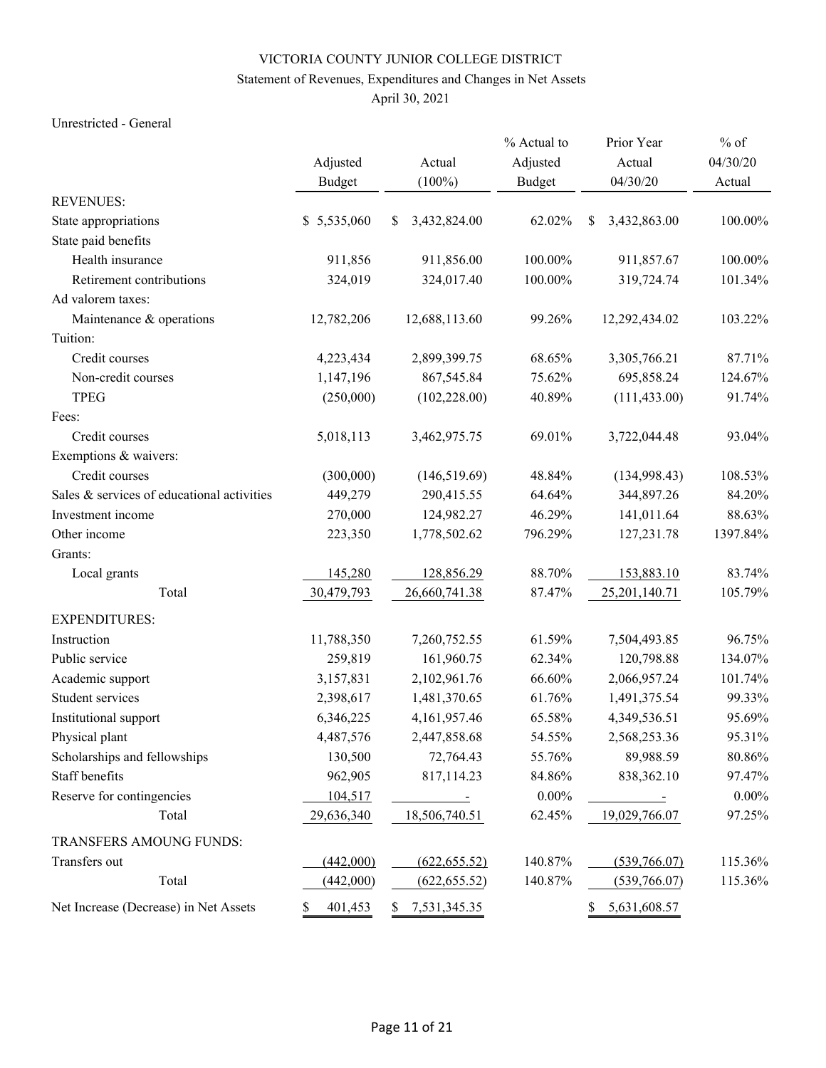VICTORIA COUNTY JUNIOR COLLEGE DISTRICT

Statement of Revenues, Expenditures and Changes in Net Assets

April 30, 2021

Unrestricted - General

| | Adjusted Budget | Actual (100%) | % Actual to Adjusted Budget | Prior Year Actual 04/30/20 | % of 04/30/20 Actual |
|---|---|---|---|---|---|
| REVENUES: | | | | | |
| State appropriations | $ 5,535,060 | $ 3,432,824.00 | 62.02% | $ 3,432,863.00 | 100.00% |
| State paid benefits | | | | | |
| Health insurance | 911,856 | 911,856.00 | 100.00% | 911,857.67 | 100.00% |
| Retirement contributions | 324,019 | 324,017.40 | 100.00% | 319,724.74 | 101.34% |
| Ad valorem taxes: | | | | | |
| Maintenance & operations | 12,782,206 | 12,688,113.60 | 99.26% | 12,292,434.02 | 103.22% |
| Tuition: | | | | | |
| Credit courses | 4,223,434 | 2,899,399.75 | 68.65% | 3,305,766.21 | 87.71% |
| Non-credit courses | 1,147,196 | 867,545.84 | 75.62% | 695,858.24 | 124.67% |
| TPEG | (250,000) | (102,228.00) | 40.89% | (111,433.00) | 91.74% |
| Fees: | | | | | |
| Credit courses | 5,018,113 | 3,462,975.75 | 69.01% | 3,722,044.48 | 93.04% |
| Exemptions & waivers: | | | | | |
| Credit courses | (300,000) | (146,519.69) | 48.84% | (134,998.43) | 108.53% |
| Sales & services of educational activities | 449,279 | 290,415.55 | 64.64% | 344,897.26 | 84.20% |
| Investment income | 270,000 | 124,982.27 | 46.29% | 141,011.64 | 88.63% |
| Other income | 223,350 | 1,778,502.62 | 796.29% | 127,231.78 | 1397.84% |
| Grants: | | | | | |
| Local grants | 145,280 | 128,856.29 | 88.70% | 153,883.10 | 83.74% |
| Total | 30,479,793 | 26,660,741.38 | 87.47% | 25,201,140.71 | 105.79% |
| EXPENDITURES: | | | | | |
| Instruction | 11,788,350 | 7,260,752.55 | 61.59% | 7,504,493.85 | 96.75% |
| Public service | 259,819 | 161,960.75 | 62.34% | 120,798.88 | 134.07% |
| Academic support | 3,157,831 | 2,102,961.76 | 66.60% | 2,066,957.24 | 101.74% |
| Student services | 2,398,617 | 1,481,370.65 | 61.76% | 1,491,375.54 | 99.33% |
| Institutional support | 6,346,225 | 4,161,957.46 | 65.58% | 4,349,536.51 | 95.69% |
| Physical plant | 4,487,576 | 2,447,858.68 | 54.55% | 2,568,253.36 | 95.31% |
| Scholarships and fellowships | 130,500 | 72,764.43 | 55.76% | 89,988.59 | 80.86% |
| Staff benefits | 962,905 | 817,114.23 | 84.86% | 838,362.10 | 97.47% |
| Reserve for contingencies | 104,517 | - | 0.00% | - | 0.00% |
| Total | 29,636,340 | 18,506,740.51 | 62.45% | 19,029,766.07 | 97.25% |
| TRANSFERS AMOUNG FUNDS: | | | | | |
| Transfers out | (442,000) | (622,655.52) | 140.87% | (539,766.07) | 115.36% |
| Total | (442,000) | (622,655.52) | 140.87% | (539,766.07) | 115.36% |
| Net Increase (Decrease) in Net Assets | $ 401,453 | $ 7,531,345.35 | | $ 5,631,608.57 | |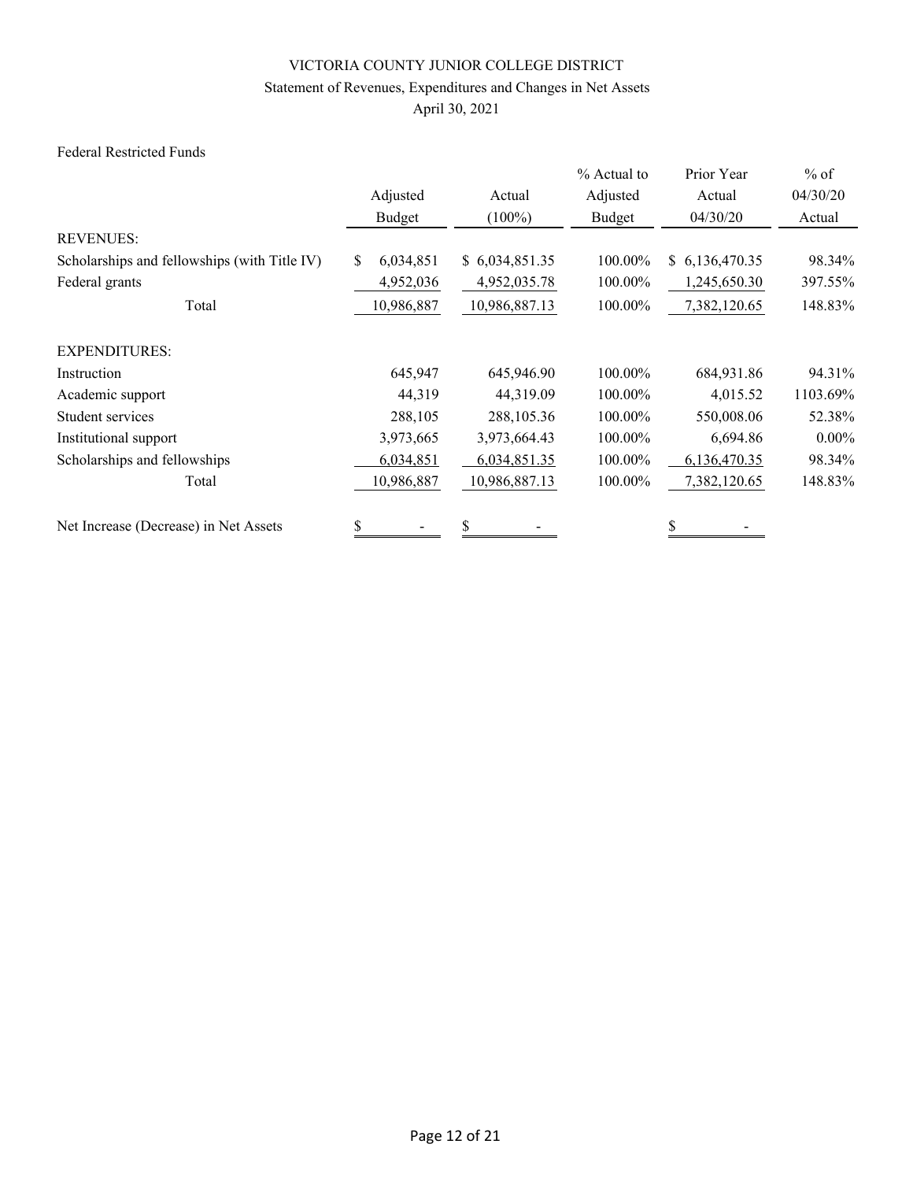VICTORIA COUNTY JUNIOR COLLEGE DISTRICT

Statement of Revenues, Expenditures and Changes in Net Assets

April 30, 2021

Federal Restricted Funds

| | Adjusted Budget | Actual (100%) | % Actual to Adjusted Budget | Prior Year Actual 04/30/20 | % of 04/30/20 Actual |
|---|---|---|---|---|---|
| REVENUES: | | | | | |
| Scholarships and fellowships (with Title IV) | $ 6,034,851 | $ 6,034,851.35 | 100.00% | $ 6,136,470.35 | 98.34% |
| Federal grants | 4,952,036 | 4,952,035.78 | 100.00% | 1,245,650.30 | 397.55% |
| Total | 10,986,887 | 10,986,887.13 | 100.00% | 7,382,120.65 | 148.83% |
| EXPENDITURES: | | | | | |
| Instruction | 645,947 | 645,946.90 | 100.00% | 684,931.86 | 94.31% |
| Academic support | 44,319 | 44,319.09 | 100.00% | 4,015.52 | 1103.69% |
| Student services | 288,105 | 288,105.36 | 100.00% | 550,008.06 | 52.38% |
| Institutional support | 3,973,665 | 3,973,664.43 | 100.00% | 6,694.86 | 0.00% |
| Scholarships and fellowships | 6,034,851 | 6,034,851.35 | 100.00% | 6,136,470.35 | 98.34% |
| Total | 10,986,887 | 10,986,887.13 | 100.00% | 7,382,120.65 | 148.83% |
| Net Increase (Decrease) in Net Assets | $ - | $ - | | $ - | |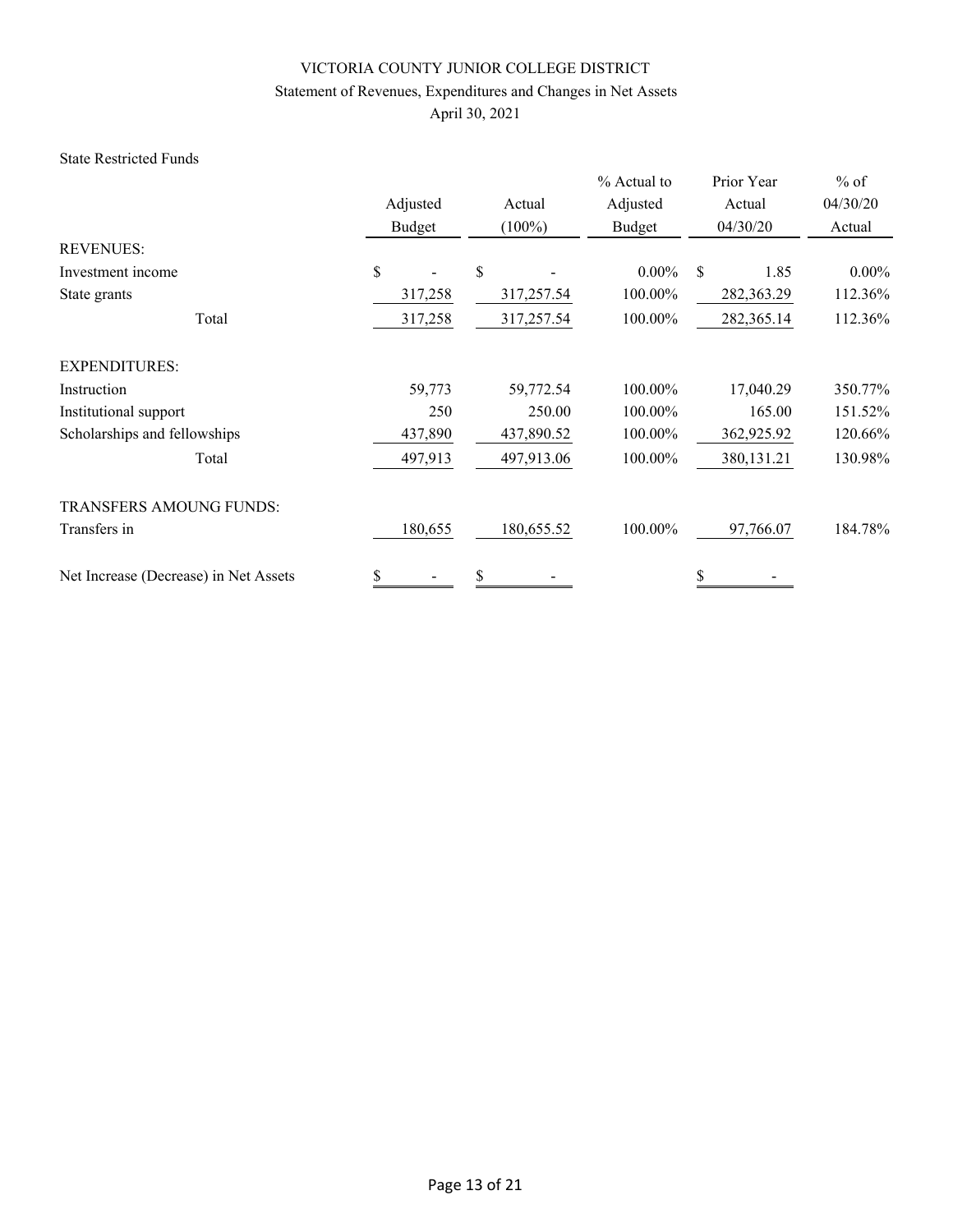VICTORIA COUNTY JUNIOR COLLEGE DISTRICT

Statement of Revenues, Expenditures and Changes in Net Assets

April 30, 2021

State Restricted Funds

| | Adjusted Budget | Actual (100%) | % Actual to Adjusted Budget | Prior Year Actual 04/30/20 | % of 04/30/20 Actual |
|---|---|---|---|---|---|
| REVENUES: | | | | | |
| Investment income | $ - | $ - | 0.00% | $ 1.85 | 0.00% |
| State grants | 317,258 | 317,257.54 | 100.00% | 282,363.29 | 112.36% |
| Total | 317,258 | 317,257.54 | 100.00% | 282,365.14 | 112.36% |
| EXPENDITURES: | | | | | |
| Instruction | 59,773 | 59,772.54 | 100.00% | 17,040.29 | 350.77% |
| Institutional support | 250 | 250.00 | 100.00% | 165.00 | 151.52% |
| Scholarships and fellowships | 437,890 | 437,890.52 | 100.00% | 362,925.92 | 120.66% |
| Total | 497,913 | 497,913.06 | 100.00% | 380,131.21 | 130.98% |
| TRANSFERS AMOUNG FUNDS: | | | | | |
| Transfers in | 180,655 | 180,655.52 | 100.00% | 97,766.07 | 184.78% |
| Net Increase (Decrease) in Net Assets | $ - | $ - | | $ - | |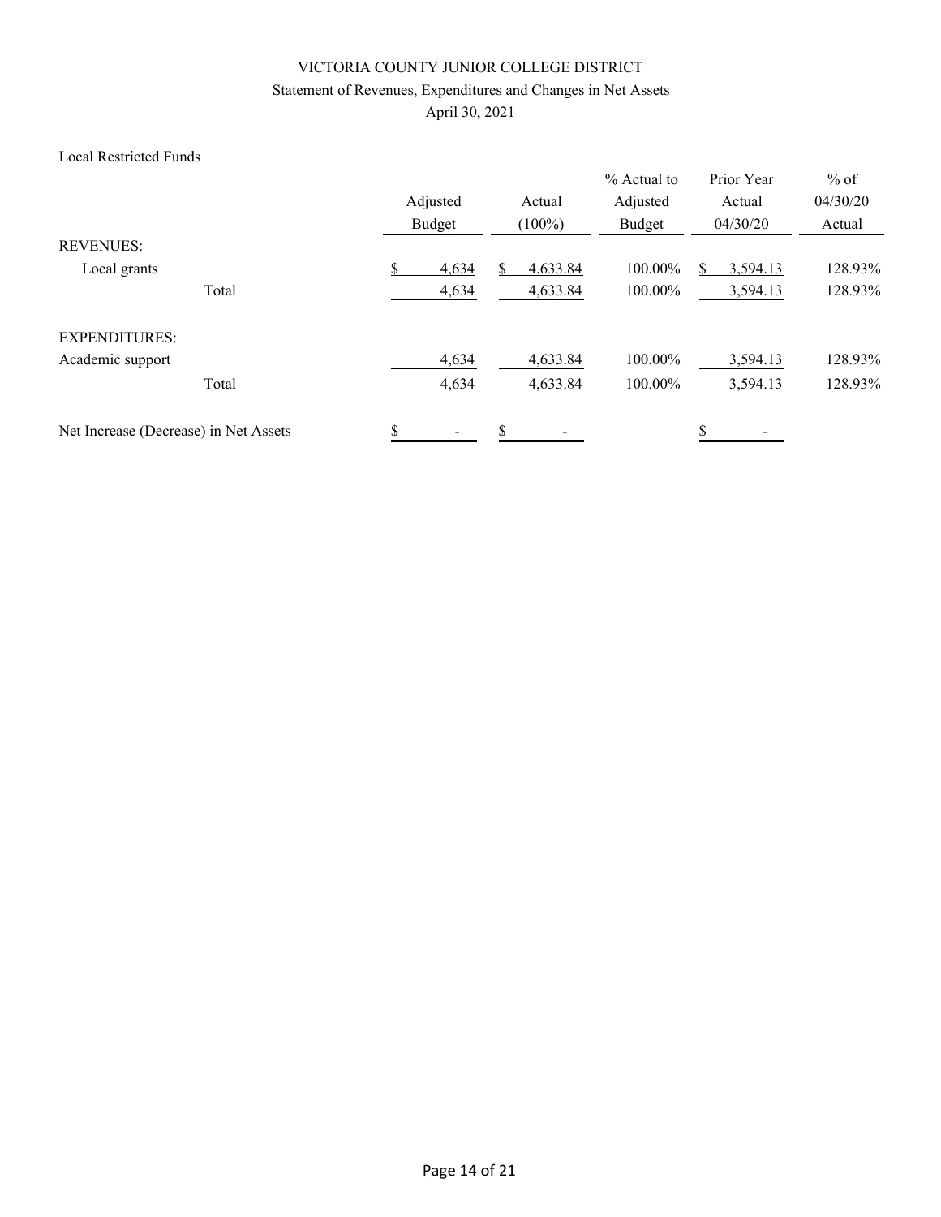# VICTORIA COUNTY JUNIOR COLLEGE DISTRICT

## Statement of Revenues, Expenditures and Changes in Net Assets

### April 30, 2021

Local Restricted Funds

| | Adjusted Budget | Actual (100%) | % Actual to Adjusted Budget | Prior Year Actual 04/30/20 | % of 04/30/20 Actual |
|---|---|---|---|---|---|
| REVENUES: | | | | | |
| Local grants | $ 4,634 | $ 4,633.84 | 100.00% | $ 3,594.13 | 128.93% |
| Total | 4,634 | 4,633.84 | 100.00% | 3,594.13 | 128.93% |
| | | | | | |
| EXPENDITURES: | | | | | |
| Academic support | 4,634 | 4,633.84 | 100.00% | 3,594.13 | 128.93% |
| Total | 4,634 | 4,633.84 | 100.00% | 3,594.13 | 128.93% |
| | | | | | |
| Net Increase (Decrease) in Net Assets | $ - | $ - | | $ - | |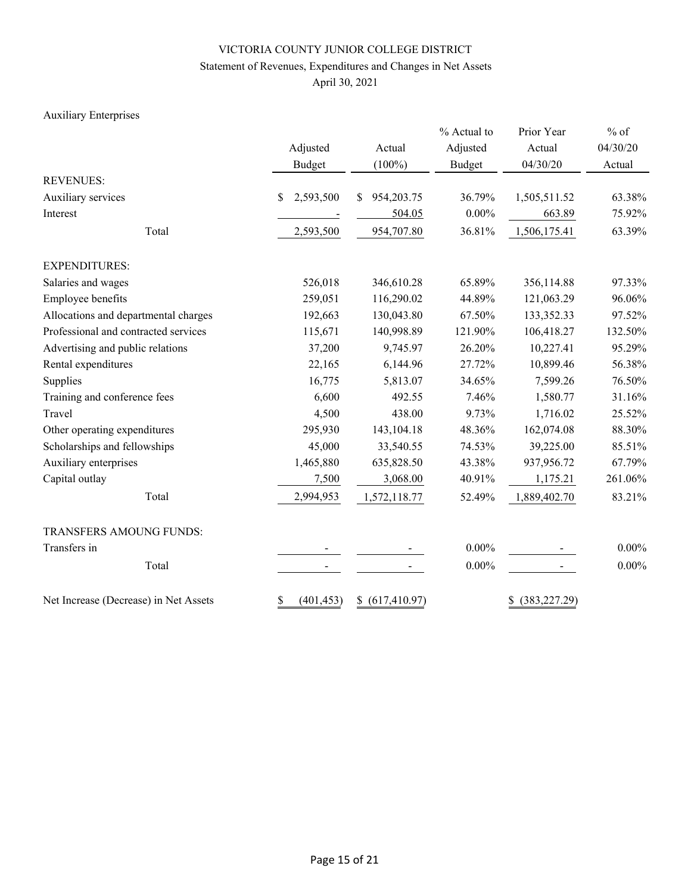VICTORIA COUNTY JUNIOR COLLEGE DISTRICT

Statement of Revenues, Expenditures and Changes in Net Assets

April 30, 2021

Auxiliary Enterprises

| | Adjusted Budget | Actual (100%) | % Actual to Adjusted Budget | Prior Year Actual 04/30/20 | % of 04/30/20 Actual |
|---|---|---|---|---|---|
| REVENUES: | | | | | |
| Auxiliary services | $ 2,593,500 | $ 954,203.75 | 36.79% | 1,505,511.52 | 63.38% |
| Interest | - | 504.05 | 0.00% | 663.89 | 75.92% |
| Total | 2,593,500 | 954,707.80 | 36.81% | 1,506,175.41 | 63.39% |
| EXPENDITURES: | | | | | |
| Salaries and wages | 526,018 | 346,610.28 | 65.89% | 356,114.88 | 97.33% |
| Employee benefits | 259,051 | 116,290.02 | 44.89% | 121,063.29 | 96.06% |
| Allocations and departmental charges | 192,663 | 130,043.80 | 67.50% | 133,352.33 | 97.52% |
| Professional and contracted services | 115,671 | 140,998.89 | 121.90% | 106,418.27 | 132.50% |
| Advertising and public relations | 37,200 | 9,745.97 | 26.20% | 10,227.41 | 95.29% |
| Rental expenditures | 22,165 | 6,144.96 | 27.72% | 10,899.46 | 56.38% |
| Supplies | 16,775 | 5,813.07 | 34.65% | 7,599.26 | 76.50% |
| Training and conference fees | 6,600 | 492.55 | 7.46% | 1,580.77 | 31.16% |
| Travel | 4,500 | 438.00 | 9.73% | 1,716.02 | 25.52% |
| Other operating expenditures | 295,930 | 143,104.18 | 48.36% | 162,074.08 | 88.30% |
| Scholarships and fellowships | 45,000 | 33,540.55 | 74.53% | 39,225.00 | 85.51% |
| Auxiliary enterprises | 1,465,880 | 635,828.50 | 43.38% | 937,956.72 | 67.79% |
| Capital outlay | 7,500 | 3,068.00 | 40.91% | 1,175.21 | 261.06% |
| Total | 2,994,953 | 1,572,118.77 | 52.49% | 1,889,402.70 | 83.21% |
| TRANSFERS AMOUNG FUNDS: | | | | | |
| Transfers in | - | - | 0.00% | - | 0.00% |
| Total | - | - | 0.00% | - | 0.00% |
| Net Increase (Decrease) in Net Assets | $ (401,453) | $ (617,410.97) | | $ (383,227.29) | |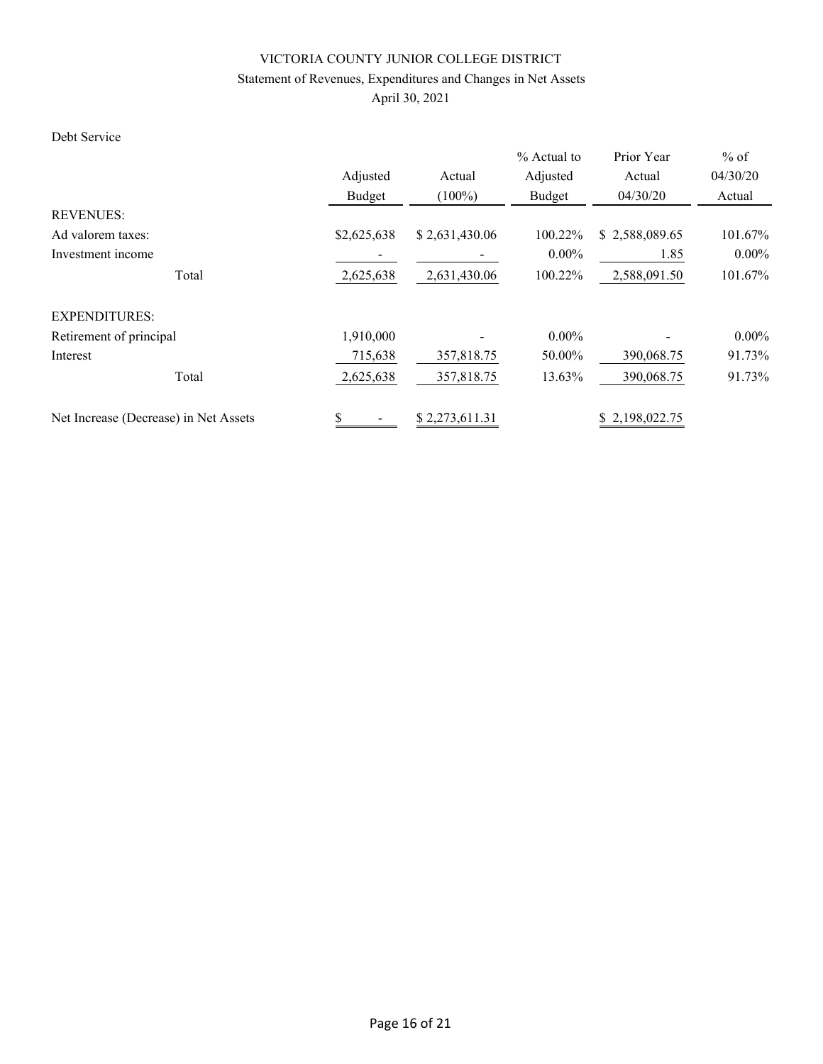# VICTORIA COUNTY JUNIOR COLLEGE DISTRICT

## Statement of Revenues, Expenditures and Changes in Net Assets

April 30, 2021

Debt Service

| | Adjusted Budget | Actual (100%) | % Actual to Adjusted Budget | Prior Year Actual 04/30/20 | % of 04/30/20 Actual |
|---|---|---|---|---|---|
| REVENUES: | | | | | |
| Ad valorem taxes: | $2,625,638 | $ 2,631,430.06 | 100.22% | $ 2,588,089.65 | 101.67% |
| Investment income | - | - | 0.00% | 1.85 | 0.00% |
| Total | 2,625,638 | 2,631,430.06 | 100.22% | 2,588,091.50 | 101.67% |
| EXPENDITURES: | | | | | |
| Retirement of principal | 1,910,000 | - | 0.00% | - | 0.00% |
| Interest | 715,638 | 357,818.75 | 50.00% | 390,068.75 | 91.73% |
| Total | 2,625,638 | 357,818.75 | 13.63% | 390,068.75 | 91.73% |
| Net Increase (Decrease) in Net Assets | $ - | $ 2,273,611.31 | | $ 2,198,022.75 | |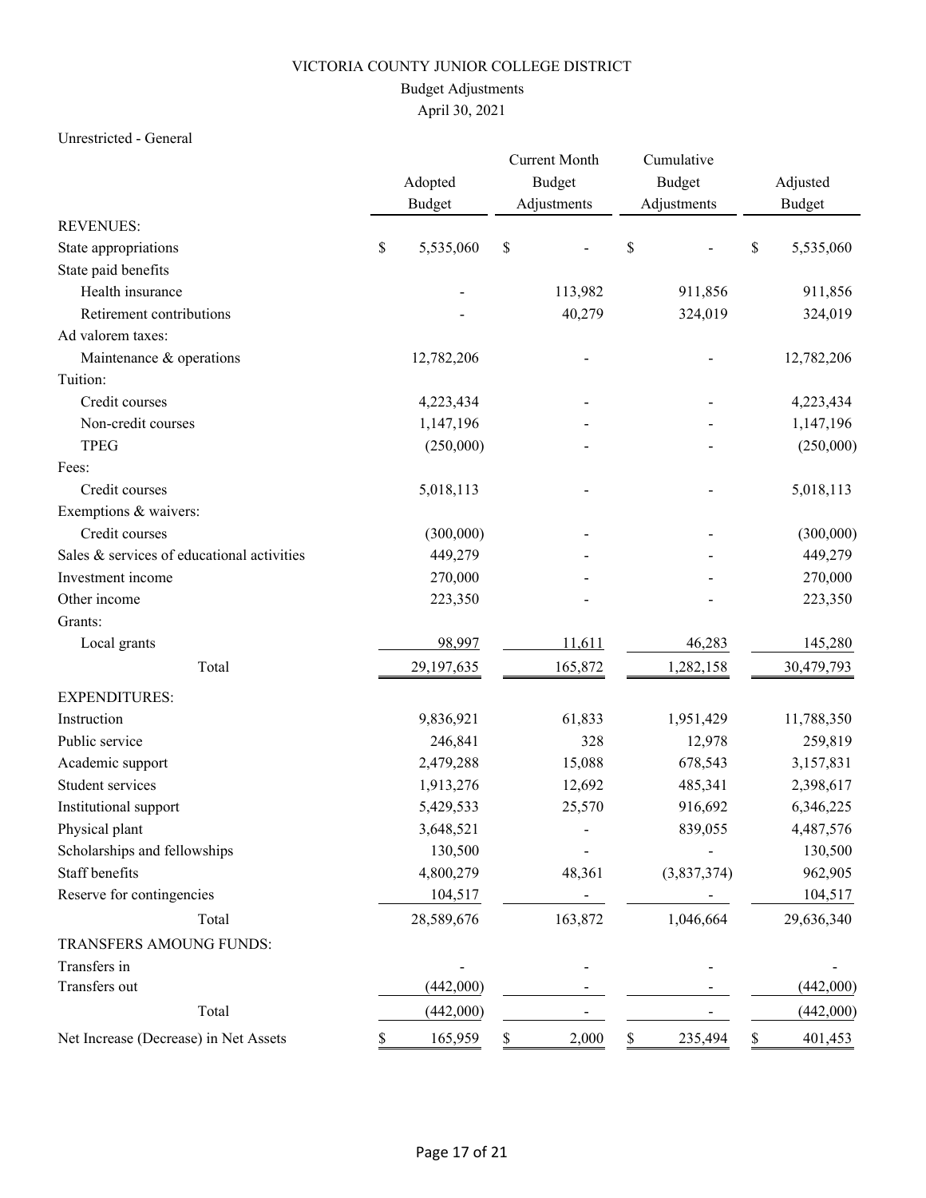# VICTORIA COUNTY JUNIOR COLLEGE DISTRICT

## Budget Adjustments

### April 30, 2021

Unrestricted - General

| | Adopted Budget | Current Month Budget Adjustments | Cumulative Budget Adjustments | Adjusted Budget |
|---|---|---|---|---|
| REVENUES: | | | | |
| State appropriations | $ 5,535,060 | $ - | $ - | $ 5,535,060 |
| State paid benefits | | | | |
| Health insurance | - | 113,982 | 911,856 | 911,856 |
| Retirement contributions | - | 40,279 | 324,019 | 324,019 |
| Ad valorem taxes: | | | | |
| Maintenance & operations | 12,782,206 | - | - | 12,782,206 |
| Tuition: | | | | |
| Credit courses | 4,223,434 | - | - | 4,223,434 |
| Non-credit courses | 1,147,196 | - | - | 1,147,196 |
| TPEG | (250,000) | - | - | (250,000) |
| Fees: | | | | |
| Credit courses | 5,018,113 | - | - | 5,018,113 |
| Exemptions & waivers: | | | | |
| Credit courses | (300,000) | - | - | (300,000) |
| Sales & services of educational activities | 449,279 | - | - | 449,279 |
| Investment income | 270,000 | - | - | 270,000 |
| Other income | 223,350 | - | - | 223,350 |
| Grants: | | | | |
| Local grants | 98,997 | 11,611 | 46,283 | 145,280 |
| Total | 29,197,635 | 165,872 | 1,282,158 | 30,479,793 |
| EXPENDITURES: | | | | |
| Instruction | 9,836,921 | 61,833 | 1,951,429 | 11,788,350 |
| Public service | 246,841 | 328 | 12,978 | 259,819 |
| Academic support | 2,479,288 | 15,088 | 678,543 | 3,157,831 |
| Student services | 1,913,276 | 12,692 | 485,341 | 2,398,617 |
| Institutional support | 5,429,533 | 25,570 | 916,692 | 6,346,225 |
| Physical plant | 3,648,521 | - | 839,055 | 4,487,576 |
| Scholarships and fellowships | 130,500 | - | - | 130,500 |
| Staff benefits | 4,800,279 | 48,361 | (3,837,374) | 962,905 |
| Reserve for contingencies | 104,517 | - | - | 104,517 |
| Total | 28,589,676 | 163,872 | 1,046,664 | 29,636,340 |
| TRANSFERS AMOUNG FUNDS: | | | | |
| Transfers in | - | - | - | - |
| Transfers out | (442,000) | - | - | (442,000) |
| Total | (442,000) | - | - | (442,000) |
| Net Increase (Decrease) in Net Assets | $ 165,959 | $ 2,000 | $ 235,494 | $ 401,453 |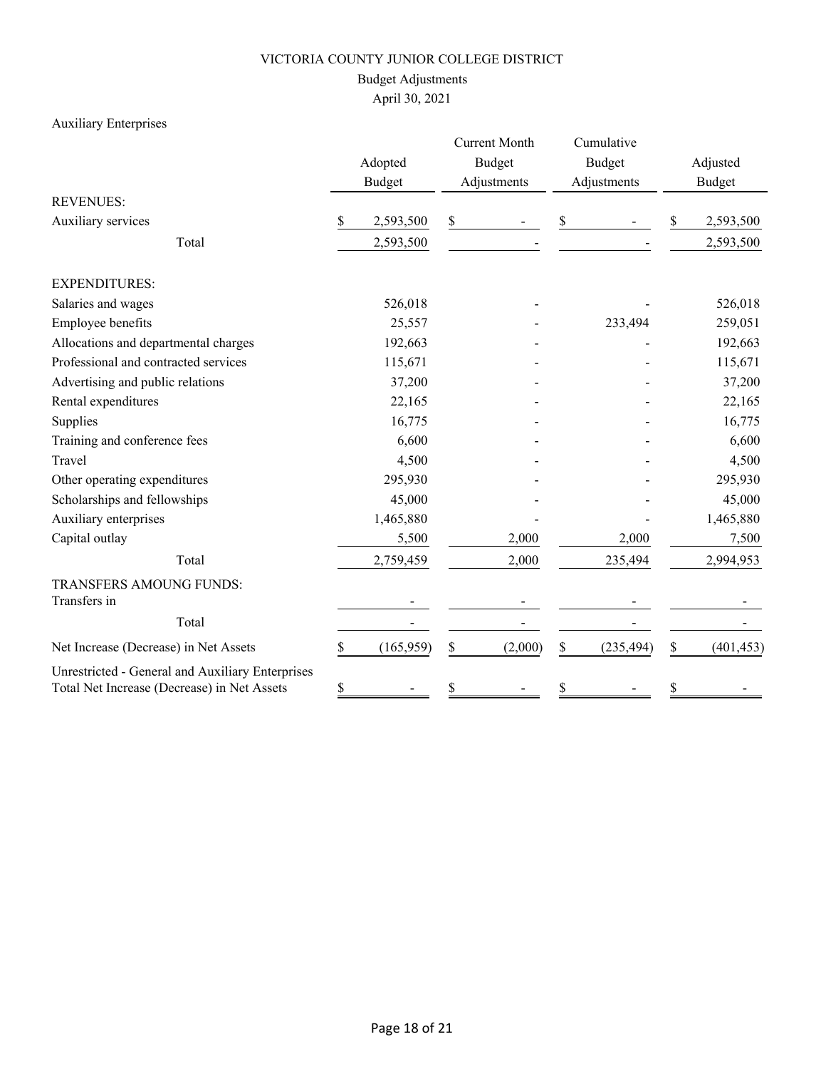# VICTORIA COUNTY JUNIOR COLLEGE DISTRICT

## Budget Adjustments

## April 30, 2021

Auxiliary Enterprises

| | Adopted Budget | Current Month Budget Adjustments | Cumulative Budget Adjustments | Adjusted Budget |
|---|---|---|---|---|
| REVENUES: | | | | |
| Auxiliary services | $ 2,593,500 | $ - | $ - | $ 2,593,500 |
| Total | 2,593,500 | - | - | 2,593,500 |
| EXPENDITURES: | | | | |
| Salaries and wages | 526,018 | - | - | 526,018 |
| Employee benefits | 25,557 | - | 233,494 | 259,051 |
| Allocations and departmental charges | 192,663 | - | - | 192,663 |
| Professional and contracted services | 115,671 | - | - | 115,671 |
| Advertising and public relations | 37,200 | - | - | 37,200 |
| Rental expenditures | 22,165 | - | - | 22,165 |
| Supplies | 16,775 | - | - | 16,775 |
| Training and conference fees | 6,600 | - | - | 6,600 |
| Travel | 4,500 | - | - | 4,500 |
| Other operating expenditures | 295,930 | - | - | 295,930 |
| Scholarships and fellowships | 45,000 | - | - | 45,000 |
| Auxiliary enterprises | 1,465,880 | - | - | 1,465,880 |
| Capital outlay | 5,500 | 2,000 | 2,000 | 7,500 |
| Total | 2,759,459 | 2,000 | 235,494 | 2,994,953 |
| TRANSFERS AMOUNG FUNDS: | | | | |
| Transfers in | - | - | - | - |
| Total | - | - | - | - |
| Net Increase (Decrease) in Net Assets | $ (165,959) | $ (2,000) | $ (235,494) | $ (401,453) |
| Unrestricted - General and Auxiliary Enterprises Total Net Increase (Decrease) in Net Assets | $ - | $ - | $ - | $ - |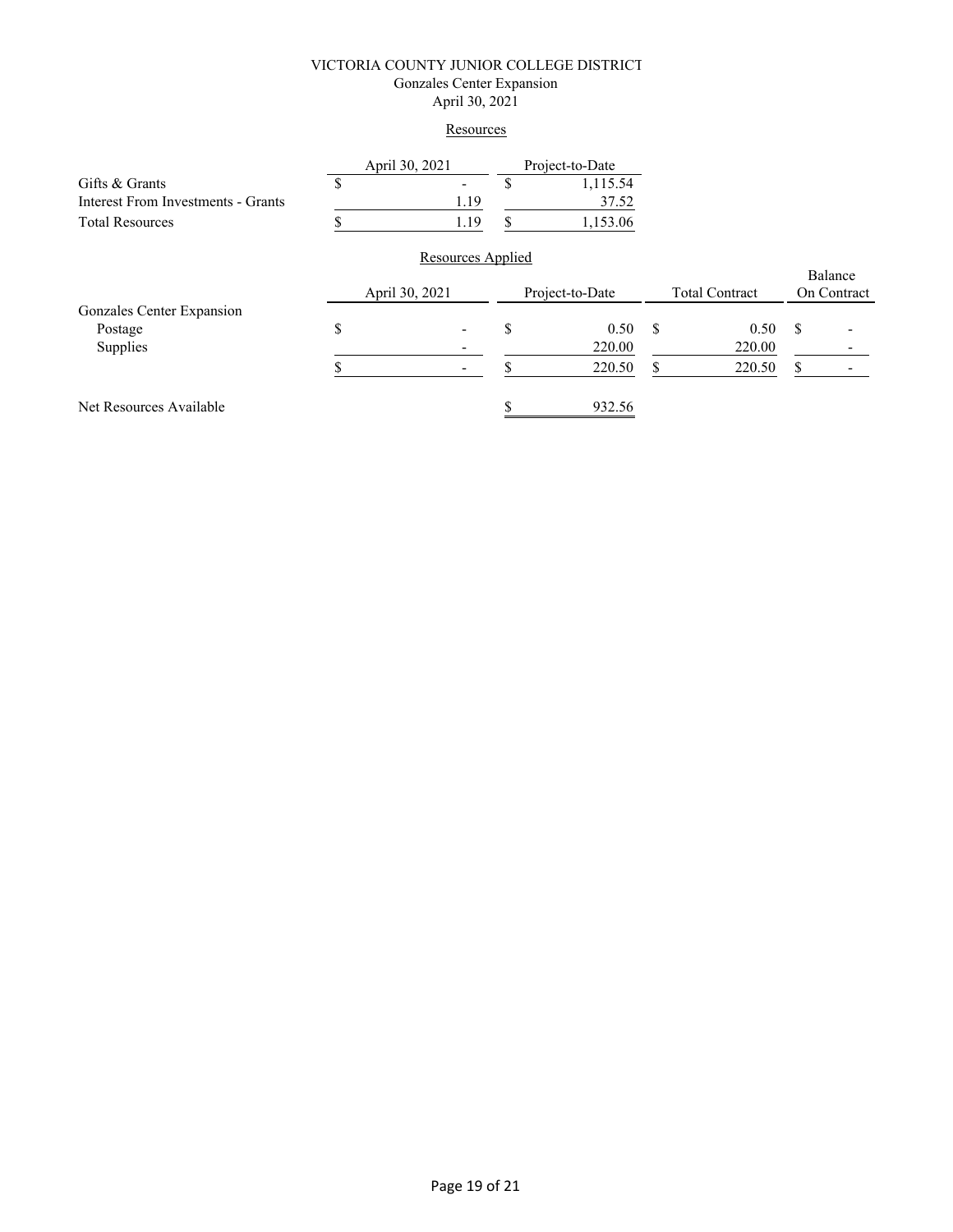VICTORIA COUNTY JUNIOR COLLEGE DISTRICT
Gonzales Center Expansion
April 30, 2021

## Resources

| | April 30, 2021 | Project-to-Date |
|---|---|---|
| Gifts & Grants | $ - | $ 1,115.54 |
| Interest From Investments - Grants | 1.19 | 37.52 |
| Total Resources | $ 1.19 | $ 1,153.06 |

## Resources Applied

| | April 30, 2021 | Project-to-Date | Total Contract | Balance On Contract |
|---|---|---|---|---|
| Gonzales Center Expansion | | | | |
| Postage | $ - | $ 0.50 | $ 0.50 | $ - |
| Supplies | - | 220.00 | 220.00 | - |
| | $ - | $ 220.50 | $ 220.50 | $ - |
| | | | | |
| Net Resources Available | | $ 932.56 | | |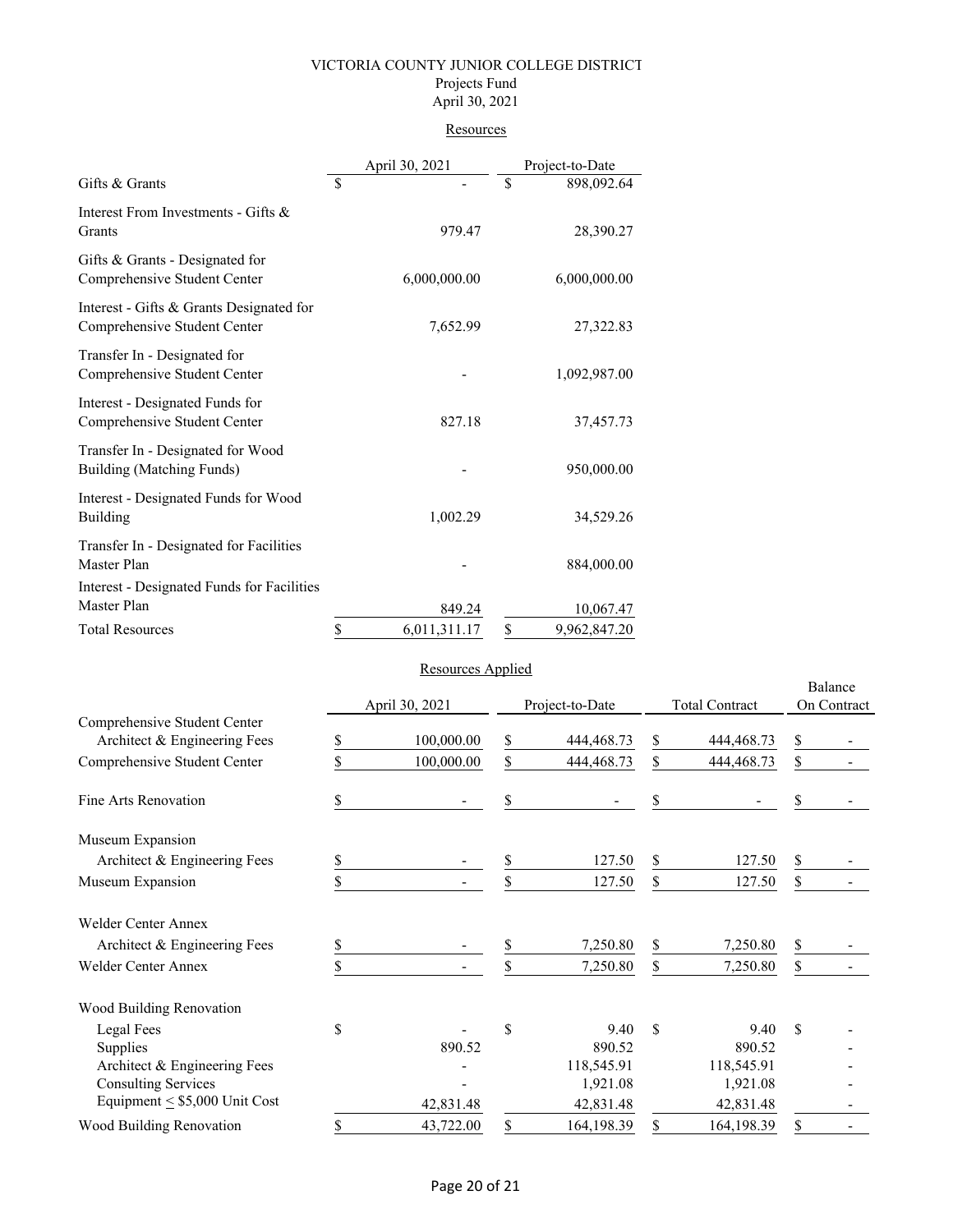# VICTORIA COUNTY JUNIOR COLLEGE DISTRICT
## Projects Fund
## April 30, 2021

### Resources

| | April 30, 2021 | Project-to-Date |
|---|---|---|
| Gifts & Grants | $ - | $ 898,092.64 |
| Interest From Investments - Gifts & Grants | 979.47 | 28,390.27 |
| Gifts & Grants - Designated for Comprehensive Student Center | 6,000,000.00 | 6,000,000.00 |
| Interest - Gifts & Grants Designated for Comprehensive Student Center | 7,652.99 | 27,322.83 |
| Transfer In - Designated for Comprehensive Student Center | - | 1,092,987.00 |
| Interest - Designated Funds for Comprehensive Student Center | 827.18 | 37,457.73 |
| Transfer In - Designated for Wood Building (Matching Funds) | - | 950,000.00 |
| Interest - Designated Funds for Wood Building | 1,002.29 | 34,529.26 |
| Transfer In - Designated for Facilities Master Plan | - | 884,000.00 |
| Interest - Designated Funds for Facilities Master Plan | 849.24 | 10,067.47 |
| Total Resources | $ 6,011,311.17 | $ 9,962,847.20 |

### Resources Applied

| | April 30, 2021 | Project-to-Date | Total Contract | Balance On Contract |
|---|---|---|---|---|
| Comprehensive Student Center | | | | |
| Architect & Engineering Fees | $ 100,000.00 | $ 444,468.73 | $ 444,468.73 | $ - |
| Comprehensive Student Center | $ 100,000.00 | $ 444,468.73 | $ 444,468.73 | $ - |
| Fine Arts Renovation | $ - | $ - | $ - | $ - |
| Museum Expansion | | | | |
| Architect & Engineering Fees | $ - | $ 127.50 | $ 127.50 | $ - |
| Museum Expansion | $ - | $ 127.50 | $ 127.50 | $ - |
| Welder Center Annex | | | | |
| Architect & Engineering Fees | $ - | $ 7,250.80 | $ 7,250.80 | $ - |
| Welder Center Annex | $ - | $ 7,250.80 | $ 7,250.80 | $ - |
| Wood Building Renovation | | | | |
| Legal Fees | $ - | $ 9.40 | $ 9.40 | $ - |
| Supplies | 890.52 | 890.52 | 890.52 | - |
| Architect & Engineering Fees | - | 118,545.91 | 118,545.91 | - |
| Consulting Services | - | 1,921.08 | 1,921.08 | - |
| Equipment ≤ $5,000 Unit Cost | 42,831.48 | 42,831.48 | 42,831.48 | - |
| Wood Building Renovation | $ 43,722.00 | $ 164,198.39 | $ 164,198.39 | $ - |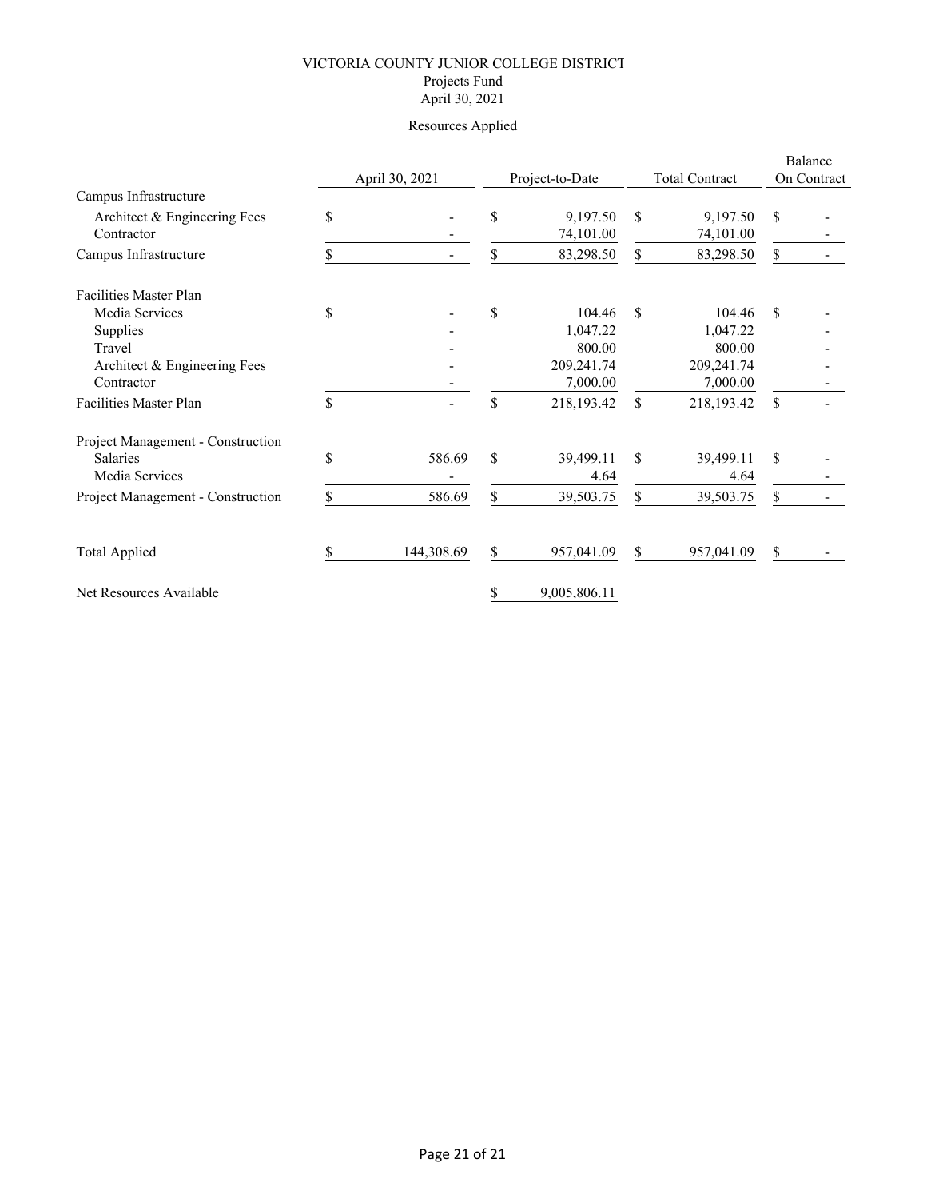VICTORIA COUNTY JUNIOR COLLEGE DISTRICT
Projects Fund
April 30, 2021

Resources Applied

| | April 30, 2021 | Project-to-Date | Total Contract | Balance On Contract |
|---|---|---|---|---|
| Campus Infrastructure | | | | |
| Architect & Engineering Fees | $ - | $ 9,197.50 | $ 9,197.50 | $ - |
| Contractor | - | 74,101.00 | 74,101.00 | - |
| Campus Infrastructure | $ - | $ 83,298.50 | $ 83,298.50 | $ - |
| Facilities Master Plan | | | | |
| Media Services | $ - | $ 104.46 | $ 104.46 | $ - |
| Supplies | - | 1,047.22 | 1,047.22 | - |
| Travel | - | 800.00 | 800.00 | - |
| Architect & Engineering Fees | - | 209,241.74 | 209,241.74 | - |
| Contractor | - | 7,000.00 | 7,000.00 | - |
| Facilities Master Plan | $ - | $ 218,193.42 | $ 218,193.42 | $ - |
| Project Management - Construction | | | | |
| Salaries | $ 586.69 | $ 39,499.11 | $ 39,499.11 | $ - |
| Media Services | - | 4.64 | 4.64 | - |
| Project Management - Construction | $ 586.69 | $ 39,503.75 | $ 39,503.75 | $ - |
| Total Applied | $ 144,308.69 | $ 957,041.09 | $ 957,041.09 | $ - |
| Net Resources Available | | $ 9,005,806.11 | | |